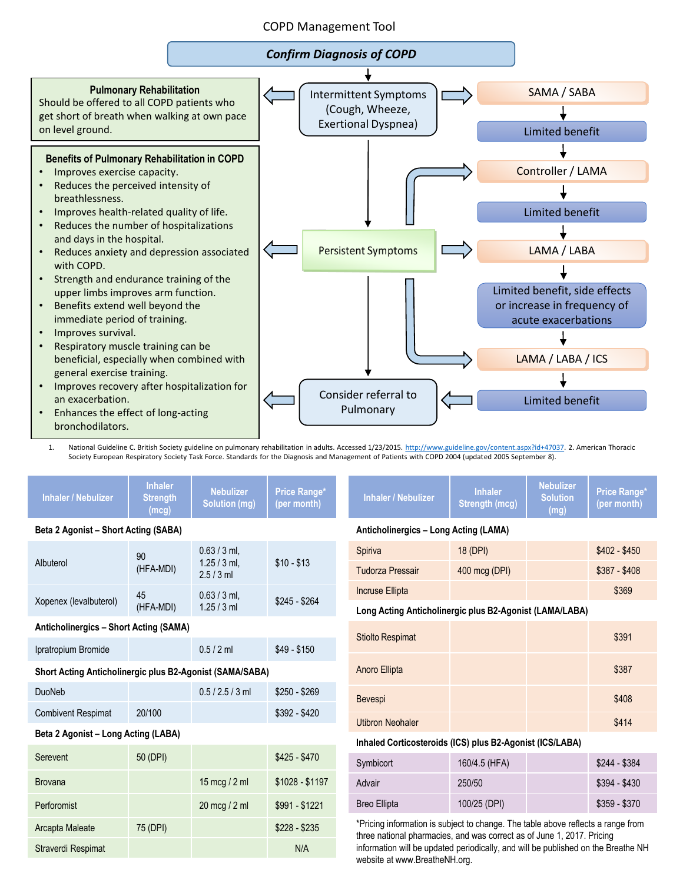# COPD Management Tool

**Confirm Diagnosis of COPD**

**Pulmonary Rehabilitation**
Should be offered to all COPD patients who get short of breath when walking at own pace on level ground.

**Benefits of Pulmonary Rehabilitation in COPD**

- Improves exercise capacity.
- Reduces the perceived intensity of breathlessness.
- Improves health-related quality of life.
- Reduces the number of hospitalizations and days in the hospital.
- Reduces anxiety and depression associated with COPD.
- Strength and endurance training of the upper limbs improves arm function.
- Benefits extend well beyond the immediate period of training.
- Improves survival.
- Respiratory muscle training can be beneficial, especially when combined with general exercise training.
- Improves recovery after hospitalization for an exacerbation.
- Enhances the effect of long-acting bronchodilators.

Intermittent Symptoms (Cough, Wheeze, Exertional Dyspnea) → SAMA / SABA → Limited benefit → Controller / LAMA → Limited benefit → LAMA / LABA → Limited benefit, side effects or increase in frequency of acute exacerbations → LAMA / LABA / ICS → Limited benefit → Consider referral to Pulmonary

Persistent Symptoms → Controller / LAMA; LAMA / LABA; LAMA / LABA / ICS; Consider referral to Pulmonary

1. National Guideline C. British Society guideline on pulmonary rehabilitation in adults. Accessed 1/23/2015. http://www.guideline.gov/content.aspx?id=47037. 2. American Thoracic Society European Respiratory Society Task Force. Standards for the Diagnosis and Management of Patients with COPD 2004 (updated 2005 September 8).

| Inhaler / Nebulizer | Inhaler Strength (mcg) | Nebulizer Solution (mg) | Price Range* (per month) |
|---|---|---|---|
| **Beta 2 Agonist – Short Acting (SABA)** | | | |
| Albuterol | 90 (HFA-MDI) | 0.63 / 3 ml, 1.25 / 3 ml, 2.5 / 3 ml | $10 - $13 |
| Xopenex (levalbuterol) | 45 (HFA-MDI) | 0.63 / 3 ml, 1.25 / 3 ml | $245 - $264 |
| **Anticholinergics – Short Acting (SAMA)** | | | |
| Ipratropium Bromide | | 0.5 / 2 ml | $49 - $150 |
| **Short Acting Anticholinergic plus B2-Agonist (SAMA/SABA)** | | | |
| DuoNeb | | 0.5 / 2.5 / 3 ml | $250 - $269 |
| Combivent Respimat | 20/100 | | $392 - $420 |
| **Beta 2 Agonist – Long Acting (LABA)** | | | |
| Serevent | 50 (DPI) | | $425 - $470 |
| Brovana | | 15 mcg / 2 ml | $1028 - $1197 |
| Perforomist | | 20 mcg / 2 ml | $991 - $1221 |
| Arcapta Maleate | 75 (DPI) | | $228 - $235 |
| Straverdi Respimat | | | N/A |

| Inhaler / Nebulizer | Inhaler Strength (mcg) | Nebulizer Solution (mg) | Price Range* (per month) |
|---|---|---|---|
| **Anticholinergics – Long Acting (LAMA)** | | | |
| Spiriva | 18 (DPI) | | $402 - $450 |
| Tudorza Pressair | 400 mcg (DPI) | | $387 - $408 |
| Incruse Ellipta | | | $369 |
| **Long Acting Anticholinergic plus B2-Agonist (LAMA/LABA)** | | | |
| Stiolto Respimat | | | $391 |
| Anoro Ellipta | | | $387 |
| Bevespi | | | $408 |
| Utibron Neohaler | | | $414 |
| **Inhaled Corticosteroids (ICS) plus B2-Agonist (ICS/LABA)** | | | |
| Symbicort | 160/4.5 (HFA) | | $244 - $384 |
| Advair | 250/50 | | $394 - $430 |
| Breo Ellipta | 100/25 (DPI) | | $359 - $370 |

*Pricing information is subject to change. The table above reflects a range from three national pharmacies, and was correct as of June 1, 2017. Pricing information will be updated periodically, and will be published on the Breathe NH website at www.BreatheNH.org.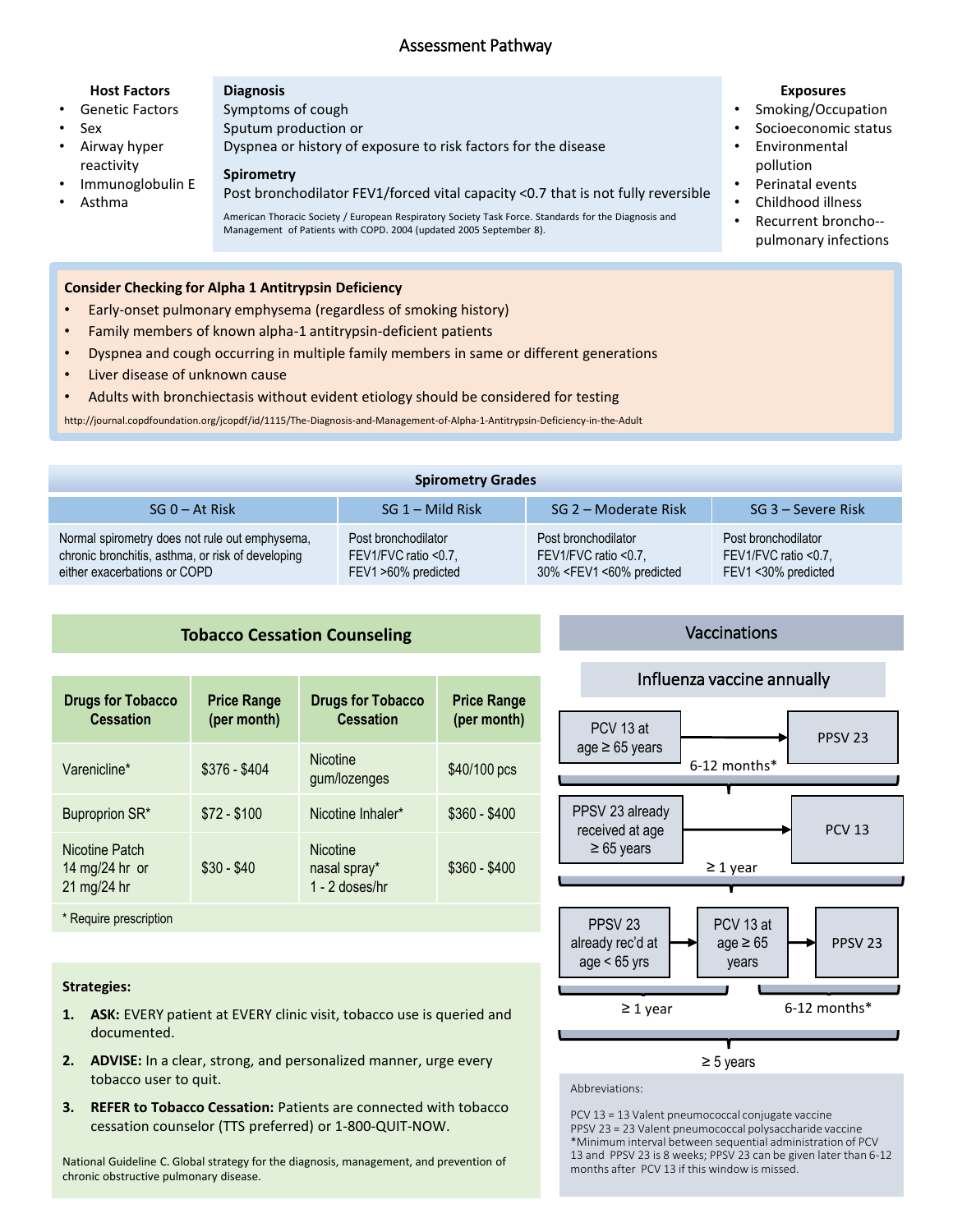# Assessment Pathway

**Host Factors**

- Genetic Factors
- Sex
- Airway hyper reactivity
- Immunoglobulin E
- Asthma

**Diagnosis**

Symptoms of cough
Sputum production or
Dyspnea or history of exposure to risk factors for the disease

**Spirometry**

Post bronchodilator FEV1/forced vital capacity <0.7 that is not fully reversible

American Thoracic Society / European Respiratory Society Task Force. Standards for the Diagnosis and Management of Patients with COPD. 2004 (updated 2005 September 8).

**Exposures**

- Smoking/Occupation
- Socioeconomic status
- Environmental pollution
- Perinatal events
- Childhood illness
- Recurrent broncho--pulmonary infections

**Consider Checking for Alpha 1 Antitrypsin Deficiency**

- Early-onset pulmonary emphysema (regardless of smoking history)
- Family members of known alpha-1 antitrypsin-deficient patients
- Dyspnea and cough occurring in multiple family members in same or different generations
- Liver disease of unknown cause
- Adults with bronchiectasis without evident etiology should be considered for testing

http://journal.copdfoundation.org/jcopdf/id/1115/The-Diagnosis-and-Management-of-Alpha-1-Antitrypsin-Deficiency-in-the-Adult

## Spirometry Grades

| SG 0 – At Risk | SG 1 – Mild Risk | SG 2 – Moderate Risk | SG 3 – Severe Risk |
|---|---|---|---|
| Normal spirometry does not rule out emphysema, chronic bronchitis, asthma, or risk of developing either exacerbations or COPD | Post bronchodilator FEV1/FVC ratio <0.7, FEV1 >60% predicted | Post bronchodilator FEV1/FVC ratio <0.7, 30% <FEV1 <60% predicted | Post bronchodilator FEV1/FVC ratio <0.7, FEV1 <30% predicted |

## Tobacco Cessation Counseling

| Drugs for Tobacco Cessation | Price Range (per month) | Drugs for Tobacco Cessation | Price Range (per month) |
|---|---|---|---|
| Varenicline* | $376 - $404 | Nicotine gum/lozenges | $40/100 pcs |
| Buproprion SR* | $72 - $100 | Nicotine Inhaler* | $360 - $400 |
| Nicotine Patch 14 mg/24 hr or 21 mg/24 hr | $30 - $40 | Nicotine nasal spray* 1 - 2 doses/hr | $360 - $400 |

* Require prescription

**Strategies:**

1. **ASK:** EVERY patient at EVERY clinic visit, tobacco use is queried and documented.
2. **ADVISE:** In a clear, strong, and personalized manner, urge every tobacco user to quit.
3. **REFER to Tobacco Cessation:** Patients are connected with tobacco cessation counselor (TTS preferred) or 1-800-QUIT-NOW.

National Guideline C. Global strategy for the diagnosis, management, and prevention of chronic obstructive pulmonary disease.

## Vaccinations

Influenza vaccine annually

PCV 13 at age ≥ 65 years → PPSV 23
6-12 months*

PPSV 23 already received at age ≥ 65 years → PCV 13
≥ 1 year

PPSV 23 already rec'd at age < 65 yrs → PCV 13 at age ≥ 65 years → PPSV 23
≥ 1 year
6-12 months*
≥ 5 years

Abbreviations:

PCV 13 = 13 Valent pneumococcal conjugate vaccine
PPSV 23 = 23 Valent pneumococcal polysaccharide vaccine
*Minimum interval between sequential administration of PCV 13 and PPSV 23 is 8 weeks; PPSV 23 can be given later than 6-12 months after PCV 13 if this window is missed.